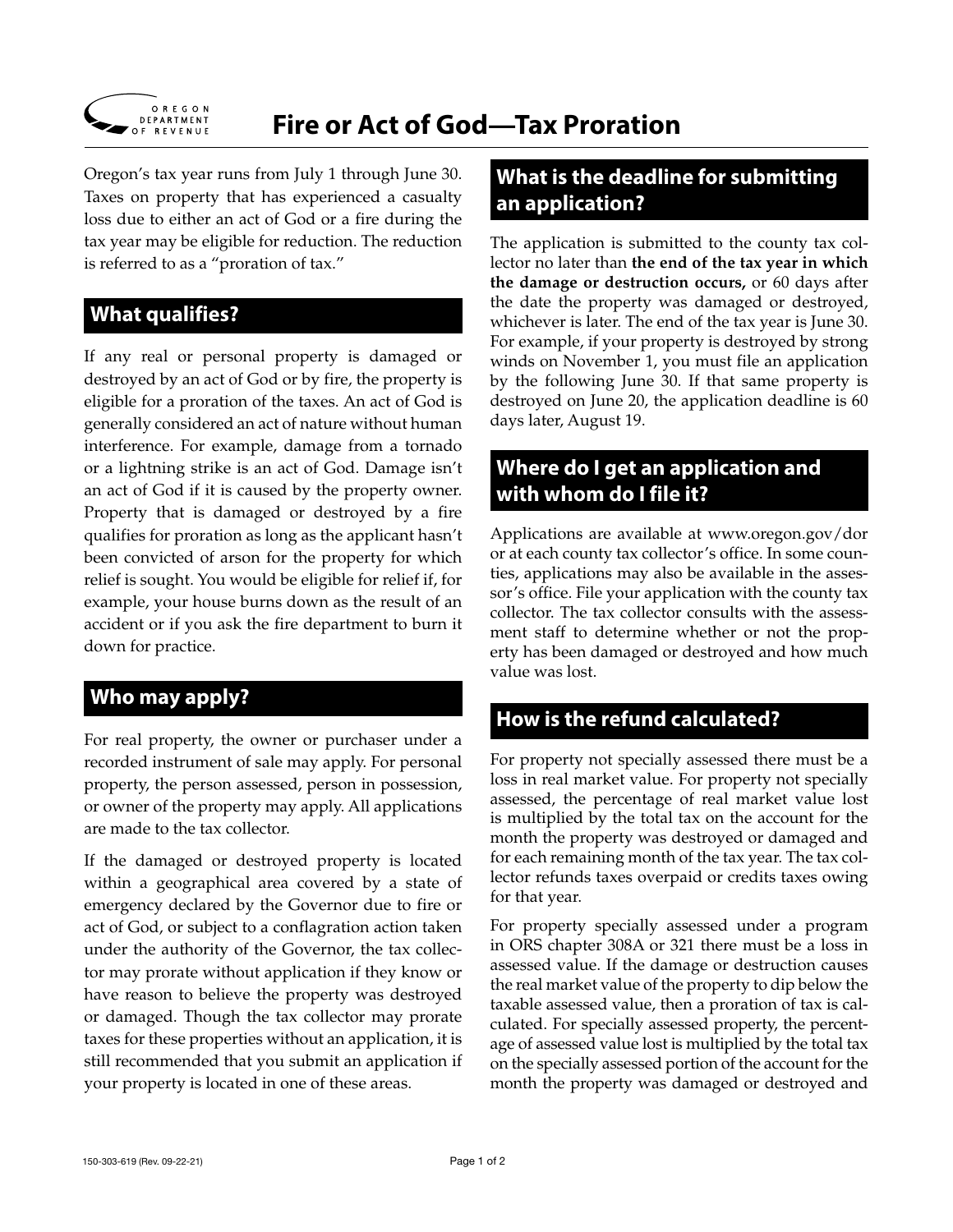# Fire or Act of God—Tax Proration

Oregon's tax year runs from July 1 through June 30. Taxes on property that has experienced a casualty loss due to either an act of God or a fire during the tax year may be eligible for reduction. The reduction is referred to as a "proration of tax."

## What qualifies?

If any real or personal property is damaged or destroyed by an act of God or by fire, the property is eligible for a proration of the taxes. An act of God is generally considered an act of nature without human interference. For example, damage from a tornado or a lightning strike is an act of God. Damage isn't an act of God if it is caused by the property owner. Property that is damaged or destroyed by a fire qualifies for proration as long as the applicant hasn't been convicted of arson for the property for which relief is sought. You would be eligible for relief if, for example, your house burns down as the result of an accident or if you ask the fire department to burn it down for practice.

## Who may apply?

For real property, the owner or purchaser under a recorded instrument of sale may apply. For personal property, the person assessed, person in possession, or owner of the property may apply. All applications are made to the tax collector.

If the damaged or destroyed property is located within a geographical area covered by a state of emergency declared by the Governor due to fire or act of God, or subject to a conflagration action taken under the authority of the Governor, the tax collector may prorate without application if they know or have reason to believe the property was destroyed or damaged. Though the tax collector may prorate taxes for these properties without an application, it is still recommended that you submit an application if your property is located in one of these areas.

## What is the deadline for submitting an application?

The application is submitted to the county tax collector no later than **the end of the tax year in which the damage or destruction occurs,** or 60 days after the date the property was damaged or destroyed, whichever is later. The end of the tax year is June 30. For example, if your property is destroyed by strong winds on November 1, you must file an application by the following June 30. If that same property is destroyed on June 20, the application deadline is 60 days later, August 19.

## Where do I get an application and with whom do I file it?

Applications are available at www.oregon.gov/dor or at each county tax collector's office. In some counties, applications may also be available in the assessor's office. File your application with the county tax collector. The tax collector consults with the assessment staff to determine whether or not the property has been damaged or destroyed and how much value was lost.

## How is the refund calculated?

For property not specially assessed there must be a loss in real market value. For property not specially assessed, the percentage of real market value lost is multiplied by the total tax on the account for the month the property was destroyed or damaged and for each remaining month of the tax year. The tax collector refunds taxes overpaid or credits taxes owing for that year.

For property specially assessed under a program in ORS chapter 308A or 321 there must be a loss in assessed value. If the damage or destruction causes the real market value of the property to dip below the taxable assessed value, then a proration of tax is calculated. For specially assessed property, the percentage of assessed value lost is multiplied by the total tax on the specially assessed portion of the account for the month the property was damaged or destroyed and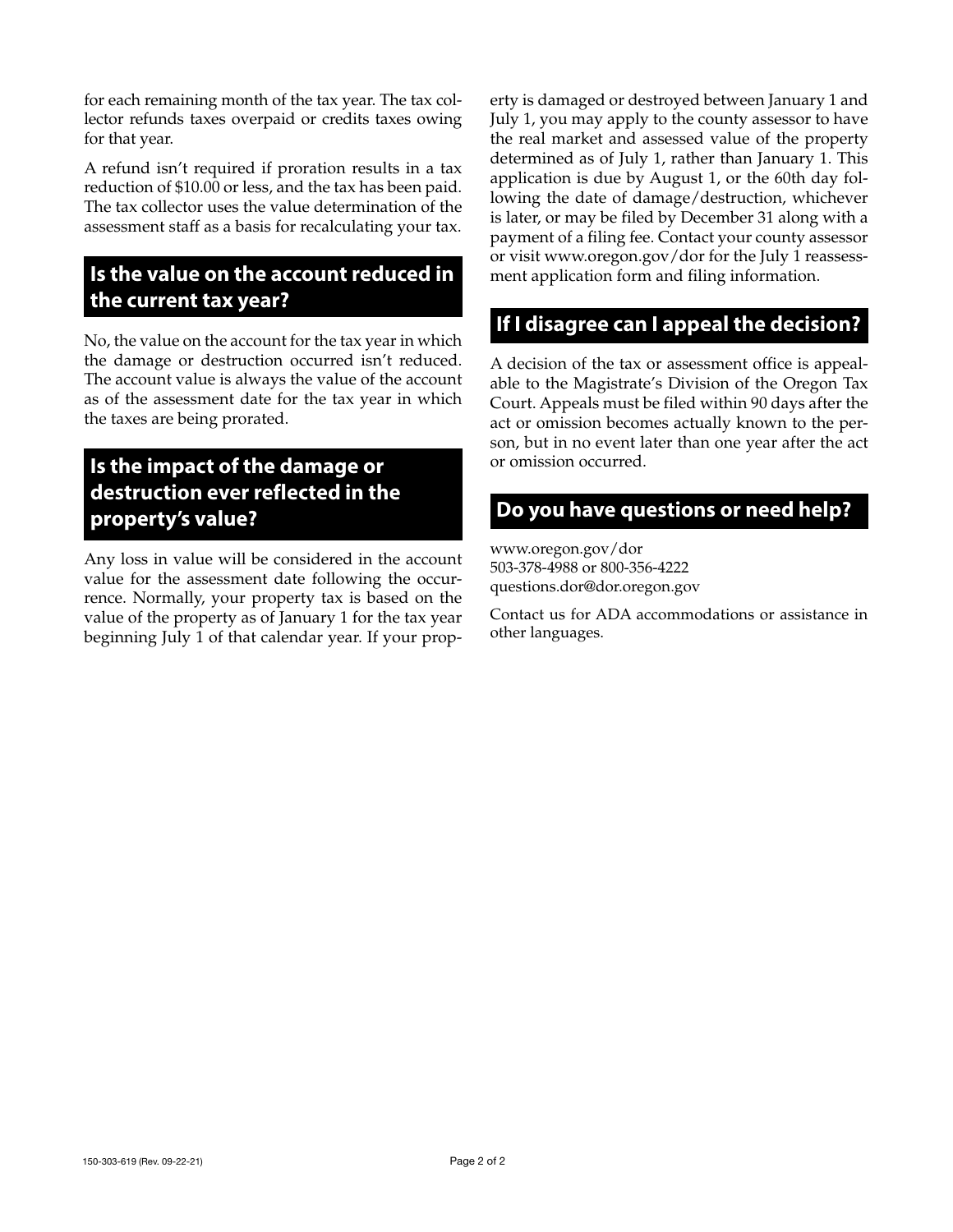for each remaining month of the tax year. The tax collector refunds taxes overpaid or credits taxes owing for that year.

A refund isn't required if proration results in a tax reduction of $10.00 or less, and the tax has been paid. The tax collector uses the value determination of the assessment staff as a basis for recalculating your tax.

## Is the value on the account reduced in the current tax year?

No, the value on the account for the tax year in which the damage or destruction occurred isn't reduced. The account value is always the value of the account as of the assessment date for the tax year in which the taxes are being prorated.

## Is the impact of the damage or destruction ever reflected in the property's value?

Any loss in value will be considered in the account value for the assessment date following the occurrence. Normally, your property tax is based on the value of the property as of January 1 for the tax year beginning July 1 of that calendar year. If your property is damaged or destroyed between January 1 and July 1, you may apply to the county assessor to have the real market and assessed value of the property determined as of July 1, rather than January 1. This application is due by August 1, or the 60th day following the date of damage/destruction, whichever is later, or may be filed by December 31 along with a payment of a filing fee. Contact your county assessor or visit www.oregon.gov/dor for the July 1 reassessment application form and filing information.

## If I disagree can I appeal the decision?

A decision of the tax or assessment office is appealable to the Magistrate's Division of the Oregon Tax Court. Appeals must be filed within 90 days after the act or omission becomes actually known to the person, but in no event later than one year after the act or omission occurred.

## Do you have questions or need help?

www.oregon.gov/dor
503-378-4988 or 800-356-4222
questions.dor@dor.oregon.gov

Contact us for ADA accommodations or assistance in other languages.

150-303-619 (Rev. 09-22-21)